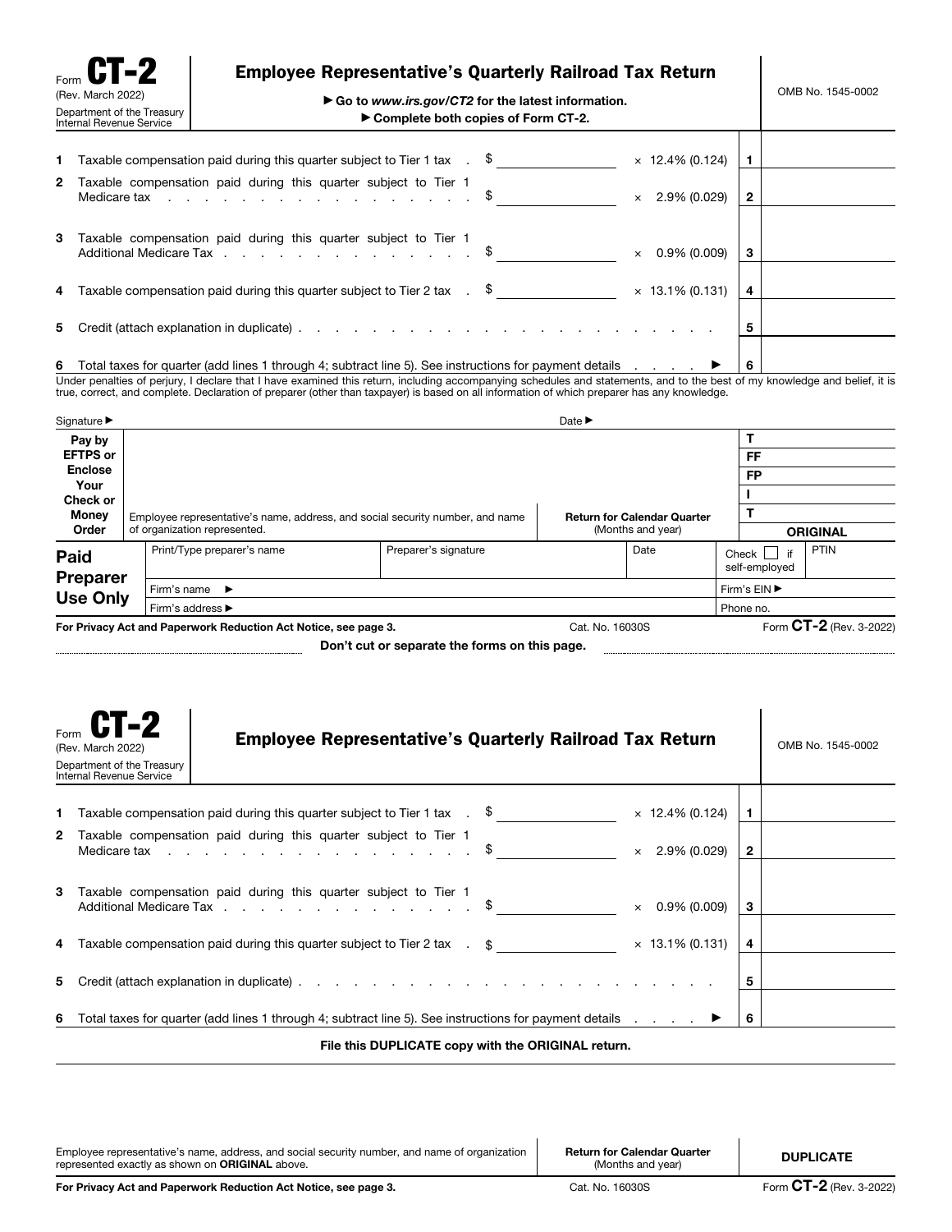Form **CT-2**
(Rev. March 2022)
Department of the Treasury
Internal Revenue Service

# Employee Representative's Quarterly Railroad Tax Return

▶ Go to *www.irs.gov/CT2* for the latest information.
▶ Complete both copies of Form CT-2.

OMB No. 1545-0002

| | | | | | |
|---|---|---|---|---|---|
| 1 | Taxable compensation paid during this quarter subject to Tier 1 tax | $ | × 12.4% (0.124) | 1 | |
| 2 | Taxable compensation paid during this quarter subject to Tier 1 Medicare tax | $ | × 2.9% (0.029) | 2 | |
| 3 | Taxable compensation paid during this quarter subject to Tier 1 Additional Medicare Tax | $ | × 0.9% (0.009) | 3 | |
| 4 | Taxable compensation paid during this quarter subject to Tier 2 tax | $ | × 13.1% (0.131) | 4 | |
| 5 | Credit (attach explanation in duplicate) | | | 5 | |
| 6 | Total taxes for quarter (add lines 1 through 4; subtract line 5). See instructions for payment details ▶ | | | 6 | |

Under penalties of perjury, I declare that I have examined this return, including accompanying schedules and statements, and to the best of my knowledge and belief, it is true, correct, and complete. Declaration of preparer (other than taxpayer) is based on all information of which preparer has any knowledge.

Signature ▶ Date ▶

| | | | |
|---|---|---|---|
| **Pay by EFTPS or Enclose Your Check or Money Order** | Employee representative's name, address, and social security number, and name of organization represented. | **Return for Calendar Quarter** (Months and year) | T<br>FF<br>FP<br>I<br>T<br>**ORIGINAL** |

| **Paid Preparer Use Only** | Print/Type preparer's name | Preparer's signature | Date | Check ☐ if self-employed | PTIN |
|---|---|---|---|---|---|
| | Firm's name ▶ | | | Firm's EIN ▶ | |
| | Firm's address ▶ | | | Phone no. | |

For Privacy Act and Paperwork Reduction Act Notice, see page 3. Cat. No. 16030S Form **CT-2** (Rev. 3-2022)

**Don't cut or separate the forms on this page.**

---

Form **CT-2**
(Rev. March 2022)
Department of the Treasury
Internal Revenue Service

# Employee Representative's Quarterly Railroad Tax Return

OMB No. 1545-0002

| | | | | | |
|---|---|---|---|---|---|
| 1 | Taxable compensation paid during this quarter subject to Tier 1 tax | $ | × 12.4% (0.124) | 1 | |
| 2 | Taxable compensation paid during this quarter subject to Tier 1 Medicare tax | $ | × 2.9% (0.029) | 2 | |
| 3 | Taxable compensation paid during this quarter subject to Tier 1 Additional Medicare Tax | $ | × 0.9% (0.009) | 3 | |
| 4 | Taxable compensation paid during this quarter subject to Tier 2 tax | $ | × 13.1% (0.131) | 4 | |
| 5 | Credit (attach explanation in duplicate) | | | 5 | |
| 6 | Total taxes for quarter (add lines 1 through 4; subtract line 5). See instructions for payment details ▶ | | | 6 | |

**File this DUPLICATE copy with the ORIGINAL return.**

| | | |
|---|---|---|
| Employee representative's name, address, and social security number, and name of organization represented exactly as shown on **ORIGINAL** above. | **Return for Calendar Quarter** (Months and year) | **DUPLICATE** |

For Privacy Act and Paperwork Reduction Act Notice, see page 3. Cat. No. 16030S Form **CT-2** (Rev. 3-2022)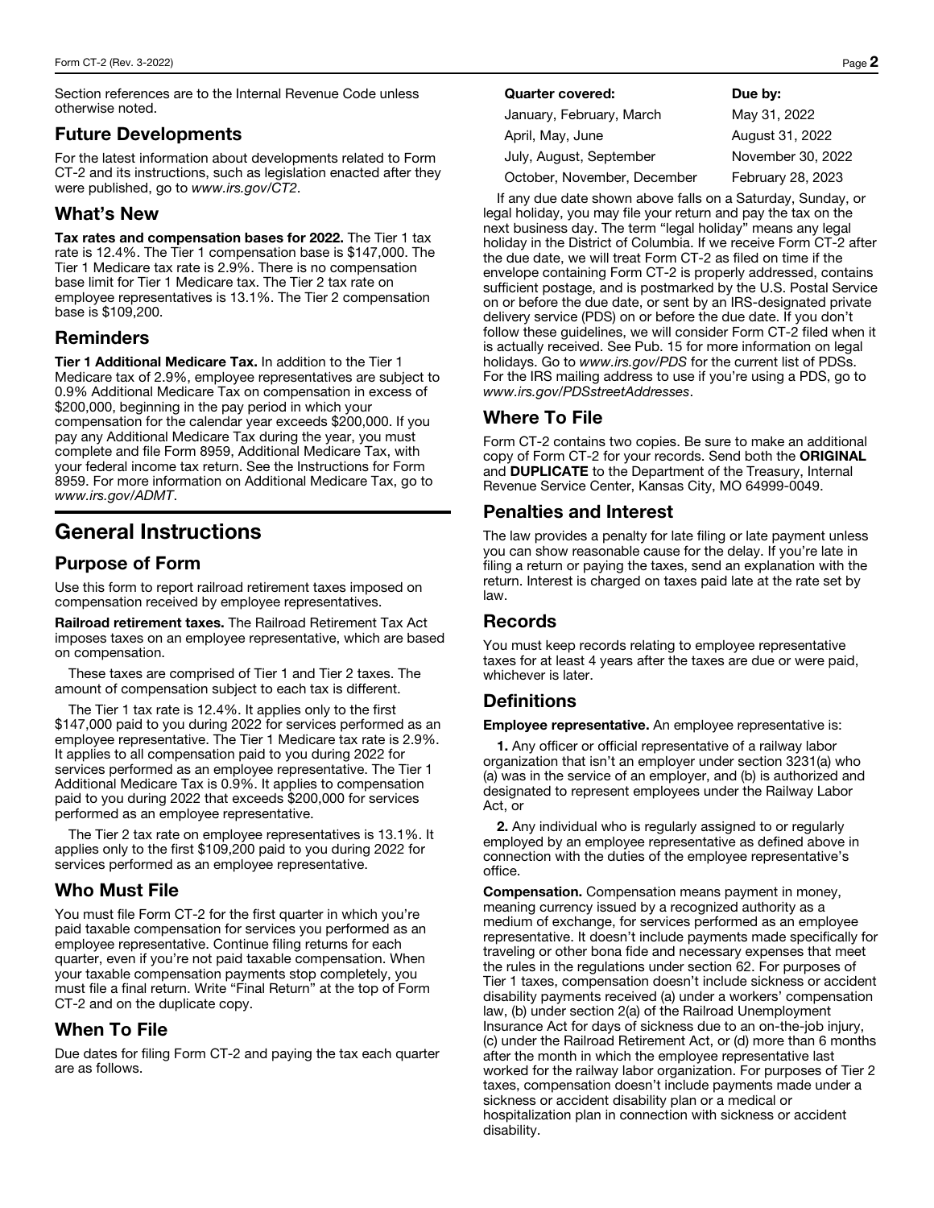Section references are to the Internal Revenue Code unless otherwise noted.

## Future Developments

For the latest information about developments related to Form CT-2 and its instructions, such as legislation enacted after they were published, go to *www.irs.gov/CT2*.

## What's New

**Tax rates and compensation bases for 2022.** The Tier 1 tax rate is 12.4%. The Tier 1 compensation base is $147,000. The Tier 1 Medicare tax rate is 2.9%. There is no compensation base limit for Tier 1 Medicare tax. The Tier 2 tax rate on employee representatives is 13.1%. The Tier 2 compensation base is $109,200.

## Reminders

**Tier 1 Additional Medicare Tax.** In addition to the Tier 1 Medicare tax of 2.9%, employee representatives are subject to 0.9% Additional Medicare Tax on compensation in excess of $200,000, beginning in the pay period in which your compensation for the calendar year exceeds $200,000. If you pay any Additional Medicare Tax during the year, you must complete and file Form 8959, Additional Medicare Tax, with your federal income tax return. See the Instructions for Form 8959. For more information on Additional Medicare Tax, go to *www.irs.gov/ADMT*.

# General Instructions

## Purpose of Form

Use this form to report railroad retirement taxes imposed on compensation received by employee representatives.

**Railroad retirement taxes.** The Railroad Retirement Tax Act imposes taxes on an employee representative, which are based on compensation.

These taxes are comprised of Tier 1 and Tier 2 taxes. The amount of compensation subject to each tax is different.

The Tier 1 tax rate is 12.4%. It applies only to the first $147,000 paid to you during 2022 for services performed as an employee representative. The Tier 1 Medicare tax rate is 2.9%. It applies to all compensation paid to you during 2022 for services performed as an employee representative. The Tier 1 Additional Medicare Tax is 0.9%. It applies to compensation paid to you during 2022 that exceeds $200,000 for services performed as an employee representative.

The Tier 2 tax rate on employee representatives is 13.1%. It applies only to the first $109,200 paid to you during 2022 for services performed as an employee representative.

## Who Must File

You must file Form CT-2 for the first quarter in which you're paid taxable compensation for services you performed as an employee representative. Continue filing returns for each quarter, even if you're not paid taxable compensation. When your taxable compensation payments stop completely, you must file a final return. Write "Final Return" at the top of Form CT-2 and on the duplicate copy.

## When To File

Due dates for filing Form CT-2 and paying the tax each quarter are as follows.

| Quarter covered: | Due by: |
| --- | --- |
| January, February, March | May 31, 2022 |
| April, May, June | August 31, 2022 |
| July, August, September | November 30, 2022 |
| October, November, December | February 28, 2023 |

If any due date shown above falls on a Saturday, Sunday, or legal holiday, you may file your return and pay the tax on the next business day. The term "legal holiday" means any legal holiday in the District of Columbia. If we receive Form CT-2 after the due date, we will treat Form CT-2 as filed on time if the envelope containing Form CT-2 is properly addressed, contains sufficient postage, and is postmarked by the U.S. Postal Service on or before the due date, or sent by an IRS-designated private delivery service (PDS) on or before the due date. If you don't follow these guidelines, we will consider Form CT-2 filed when it is actually received. See Pub. 15 for more information on legal holidays. Go to *www.irs.gov/PDS* for the current list of PDSs. For the IRS mailing address to use if you're using a PDS, go to *www.irs.gov/PDSstreetAddresses*.

## Where To File

Form CT-2 contains two copies. Be sure to make an additional copy of Form CT-2 for your records. Send both the **ORIGINAL** and **DUPLICATE** to the Department of the Treasury, Internal Revenue Service Center, Kansas City, MO 64999-0049.

## Penalties and Interest

The law provides a penalty for late filing or late payment unless you can show reasonable cause for the delay. If you're late in filing a return or paying the taxes, send an explanation with the return. Interest is charged on taxes paid late at the rate set by law.

## Records

You must keep records relating to employee representative taxes for at least 4 years after the taxes are due or were paid, whichever is later.

## Definitions

**Employee representative.** An employee representative is:

**1.** Any officer or official representative of a railway labor organization that isn't an employer under section 3231(a) who (a) was in the service of an employer, and (b) is authorized and designated to represent employees under the Railway Labor Act, or

**2.** Any individual who is regularly assigned to or regularly employed by an employee representative as defined above in connection with the duties of the employee representative's office.

**Compensation.** Compensation means payment in money, meaning currency issued by a recognized authority as a medium of exchange, for services performed as an employee representative. It doesn't include payments made specifically for traveling or other bona fide and necessary expenses that meet the rules in the regulations under section 62. For purposes of Tier 1 taxes, compensation doesn't include sickness or accident disability payments received (a) under a workers' compensation law, (b) under section 2(a) of the Railroad Unemployment Insurance Act for days of sickness due to an on-the-job injury, (c) under the Railroad Retirement Act, or (d) more than 6 months after the month in which the employee representative last worked for the railway labor organization. For purposes of Tier 2 taxes, compensation doesn't include payments made under a sickness or accident disability plan or a medical or hospitalization plan in connection with sickness or accident disability.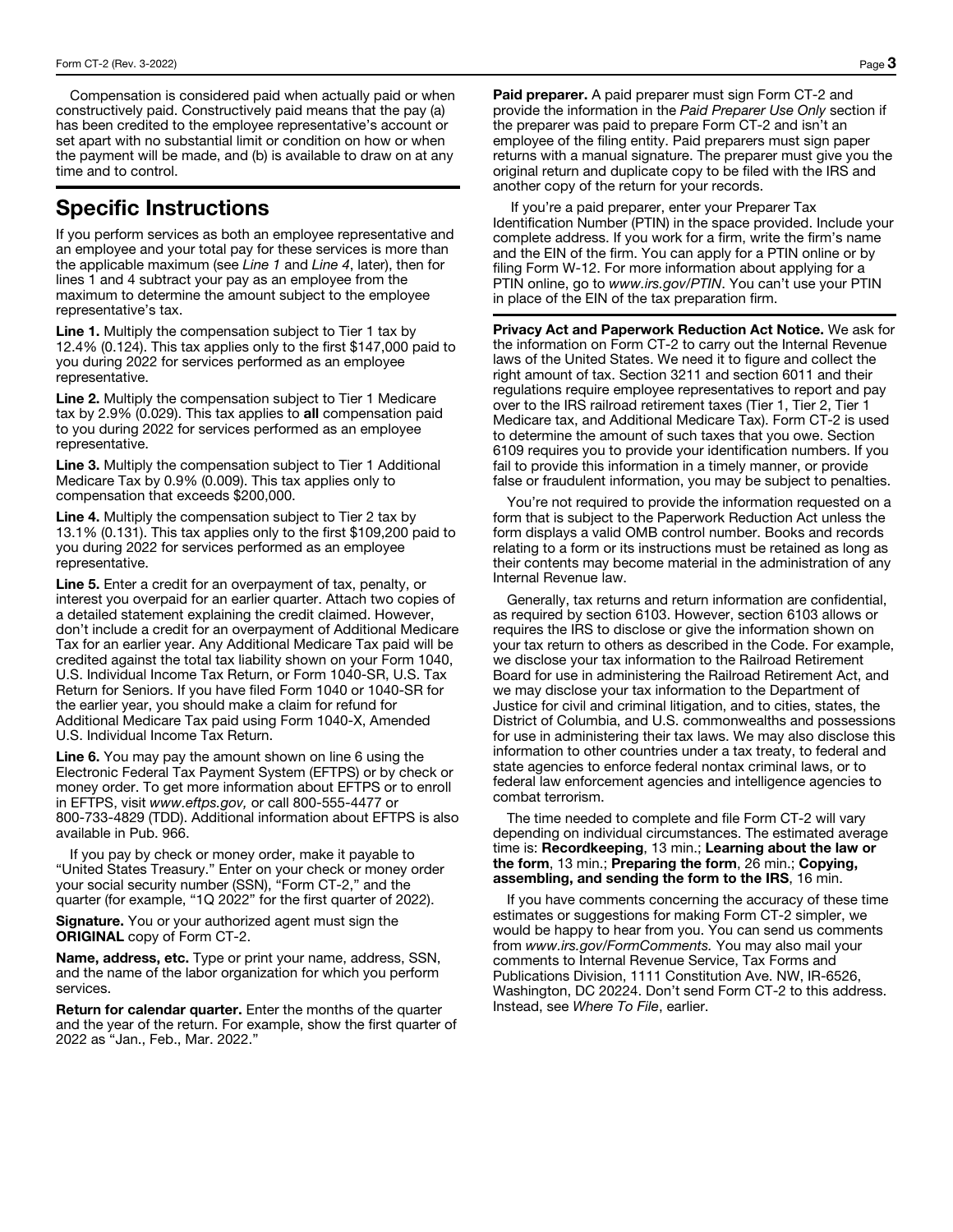Compensation is considered paid when actually paid or when constructively paid. Constructively paid means that the pay (a) has been credited to the employee representative's account or set apart with no substantial limit or condition on how or when the payment will be made, and (b) is available to draw on at any time and to control.

## Specific Instructions

If you perform services as both an employee representative and an employee and your total pay for these services is more than the applicable maximum (see *Line 1* and *Line 4*, later), then for lines 1 and 4 subtract your pay as an employee from the maximum to determine the amount subject to the employee representative's tax.

**Line 1.** Multiply the compensation subject to Tier 1 tax by 12.4% (0.124). This tax applies only to the first $147,000 paid to you during 2022 for services performed as an employee representative.

**Line 2.** Multiply the compensation subject to Tier 1 Medicare tax by 2.9% (0.029). This tax applies to **all** compensation paid to you during 2022 for services performed as an employee representative.

**Line 3.** Multiply the compensation subject to Tier 1 Additional Medicare Tax by 0.9% (0.009). This tax applies only to compensation that exceeds $200,000.

**Line 4.** Multiply the compensation subject to Tier 2 tax by 13.1% (0.131). This tax applies only to the first $109,200 paid to you during 2022 for services performed as an employee representative.

**Line 5.** Enter a credit for an overpayment of tax, penalty, or interest you overpaid for an earlier quarter. Attach two copies of a detailed statement explaining the credit claimed. However, don't include a credit for an overpayment of Additional Medicare Tax for an earlier year. Any Additional Medicare Tax paid will be credited against the total tax liability shown on your Form 1040, U.S. Individual Income Tax Return, or Form 1040-SR, U.S. Tax Return for Seniors. If you have filed Form 1040 or 1040-SR for the earlier year, you should make a claim for refund for Additional Medicare Tax paid using Form 1040-X, Amended U.S. Individual Income Tax Return.

**Line 6.** You may pay the amount shown on line 6 using the Electronic Federal Tax Payment System (EFTPS) or by check or money order. To get more information about EFTPS or to enroll in EFTPS, visit *www.eftps.gov,* or call 800-555-4477 or 800-733-4829 (TDD). Additional information about EFTPS is also available in Pub. 966.

If you pay by check or money order, make it payable to "United States Treasury." Enter on your check or money order your social security number (SSN), "Form CT-2," and the quarter (for example, "1Q 2022" for the first quarter of 2022).

**Signature.** You or your authorized agent must sign the **ORIGINAL** copy of Form CT-2.

**Name, address, etc.** Type or print your name, address, SSN, and the name of the labor organization for which you perform services.

**Return for calendar quarter.** Enter the months of the quarter and the year of the return. For example, show the first quarter of 2022 as "Jan., Feb., Mar. 2022."

**Paid preparer.** A paid preparer must sign Form CT-2 and provide the information in the *Paid Preparer Use Only* section if the preparer was paid to prepare Form CT-2 and isn't an employee of the filing entity. Paid preparers must sign paper returns with a manual signature. The preparer must give you the original return and duplicate copy to be filed with the IRS and another copy of the return for your records.

If you're a paid preparer, enter your Preparer Tax Identification Number (PTIN) in the space provided. Include your complete address. If you work for a firm, write the firm's name and the EIN of the firm. You can apply for a PTIN online or by filing Form W-12. For more information about applying for a PTIN online, go to *www.irs.gov/PTIN*. You can't use your PTIN in place of the EIN of the tax preparation firm.

**Privacy Act and Paperwork Reduction Act Notice.** We ask for the information on Form CT-2 to carry out the Internal Revenue laws of the United States. We need it to figure and collect the right amount of tax. Section 3211 and section 6011 and their regulations require employee representatives to report and pay over to the IRS railroad retirement taxes (Tier 1, Tier 2, Tier 1 Medicare tax, and Additional Medicare Tax). Form CT-2 is used to determine the amount of such taxes that you owe. Section 6109 requires you to provide your identification numbers. If you fail to provide this information in a timely manner, or provide false or fraudulent information, you may be subject to penalties.

You're not required to provide the information requested on a form that is subject to the Paperwork Reduction Act unless the form displays a valid OMB control number. Books and records relating to a form or its instructions must be retained as long as their contents may become material in the administration of any Internal Revenue law.

Generally, tax returns and return information are confidential, as required by section 6103. However, section 6103 allows or requires the IRS to disclose or give the information shown on your tax return to others as described in the Code. For example, we disclose your tax information to the Railroad Retirement Board for use in administering the Railroad Retirement Act, and we may disclose your tax information to the Department of Justice for civil and criminal litigation, and to cities, states, the District of Columbia, and U.S. commonwealths and possessions for use in administering their tax laws. We may also disclose this information to other countries under a tax treaty, to federal and state agencies to enforce federal nontax criminal laws, or to federal law enforcement agencies and intelligence agencies to combat terrorism.

The time needed to complete and file Form CT-2 will vary depending on individual circumstances. The estimated average time is: **Recordkeeping**, 13 min.; **Learning about the law or the form**, 13 min.; **Preparing the form**, 26 min.; **Copying, assembling, and sending the form to the IRS**, 16 min.

If you have comments concerning the accuracy of these time estimates or suggestions for making Form CT-2 simpler, we would be happy to hear from you. You can send us comments from *www.irs.gov/FormComments.* You may also mail your comments to Internal Revenue Service, Tax Forms and Publications Division, 1111 Constitution Ave. NW, IR-6526, Washington, DC 20224. Don't send Form CT-2 to this address. Instead, see *Where To File*, earlier.